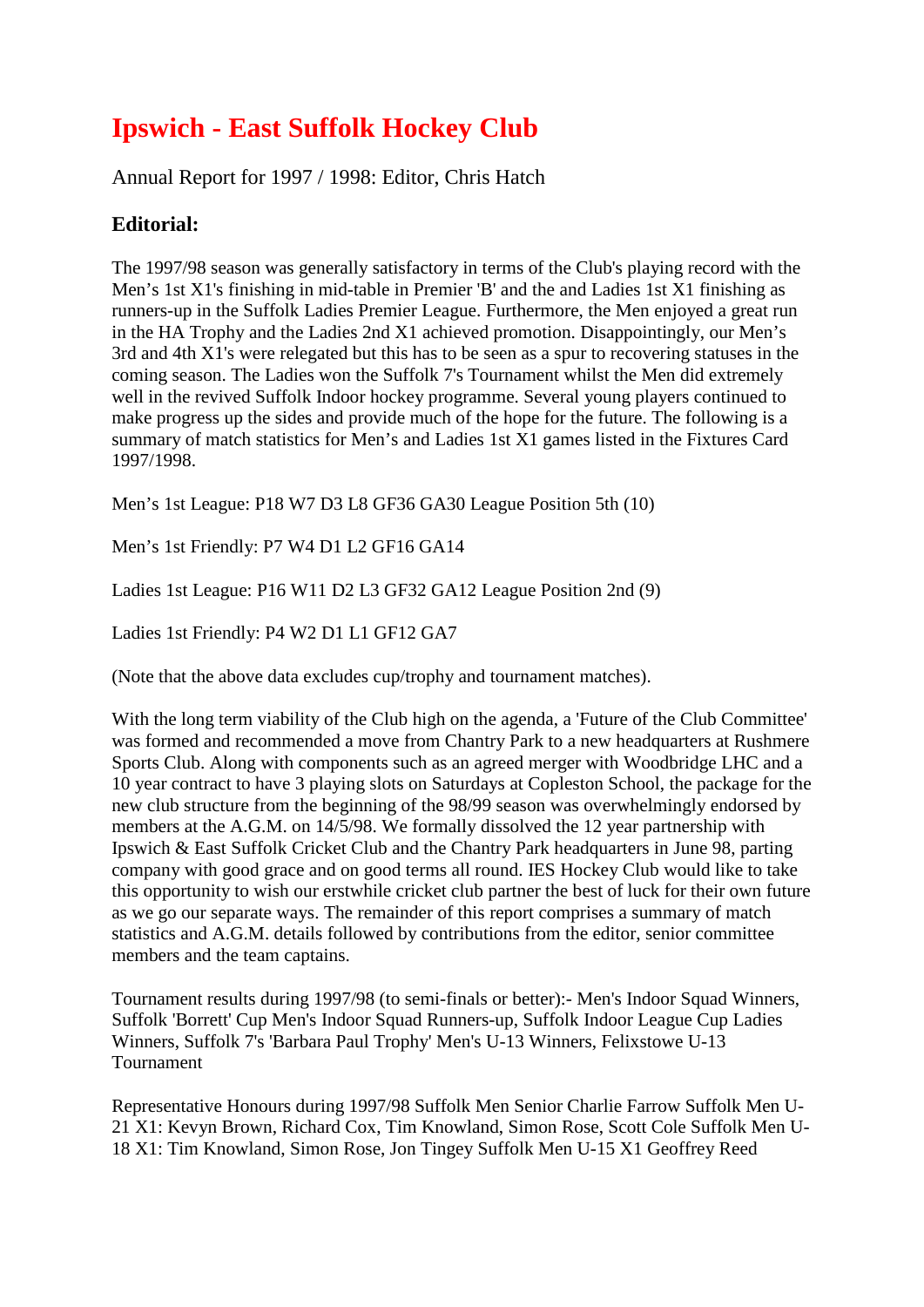// Ipswich - East Suffolk Hockey Club

Annual Report for 1997 / 1998: Editor, Chris Hatch

## Editorial:

The 1997/98 season was generally satisfactory in terms of the Club's playing record with the Men's 1st X1's finishing in mid-table in Premier 'B' and the and Ladies 1st X1 finishing as runners-up in the Suffolk Ladies Premier League. Furthermore, the Men enjoyed a great run in the HA Trophy and the Ladies 2nd X1 achieved promotion. Disappointingly, our Men's 3rd and 4th X1's were relegated but this has to be seen as a spur to recovering statuses in the coming season. The Ladies won the Suffolk 7's Tournament whilst the Men did extremely well in the revived Suffolk Indoor hockey programme. Several young players continued to make progress up the sides and provide much of the hope for the future. The following is a summary of match statistics for Men's and Ladies 1st X1 games listed in the Fixtures Card 1997/1998.

Men's 1st League: P18 W7 D3 L8 GF36 GA30 League Position 5th (10)

Men's 1st Friendly: P7 W4 D1 L2 GF16 GA14

Ladies 1st League: P16 W11 D2 L3 GF32 GA12 League Position 2nd (9)

Ladies 1st Friendly: P4 W2 D1 L1 GF12 GA7

(Note that the above data excludes cup/trophy and tournament matches).

With the long term viability of the Club high on the agenda, a 'Future of the Club Committee' was formed and recommended a move from Chantry Park to a new headquarters at Rushmere Sports Club. Along with components such as an agreed merger with Woodbridge LHC and a 10 year contract to have 3 playing slots on Saturdays at Copleston School, the package for the new club structure from the beginning of the 98/99 season was overwhelmingly endorsed by members at the A.G.M. on 14/5/98. We formally dissolved the 12 year partnership with Ipswich & East Suffolk Cricket Club and the Chantry Park headquarters in June 98, parting company with good grace and on good terms all round. IES Hockey Club would like to take this opportunity to wish our erstwhile cricket club partner the best of luck for their own future as we go our separate ways. The remainder of this report comprises a summary of match statistics and A.G.M. details followed by contributions from the editor, senior committee members and the team captains.

Tournament results during 1997/98 (to semi-finals or better):- Men's Indoor Squad Winners, Suffolk 'Borrett' Cup Men's Indoor Squad Runners-up, Suffolk Indoor League Cup Ladies Winners, Suffolk 7's 'Barbara Paul Trophy' Men's U-13 Winners, Felixstowe U-13 Tournament

Representative Honours during 1997/98 Suffolk Men Senior Charlie Farrow Suffolk Men U-21 X1: Kevyn Brown, Richard Cox, Tim Knowland, Simon Rose, Scott Cole Suffolk Men U-18 X1: Tim Knowland, Simon Rose, Jon Tingey Suffolk Men U-15 X1 Geoffrey Reed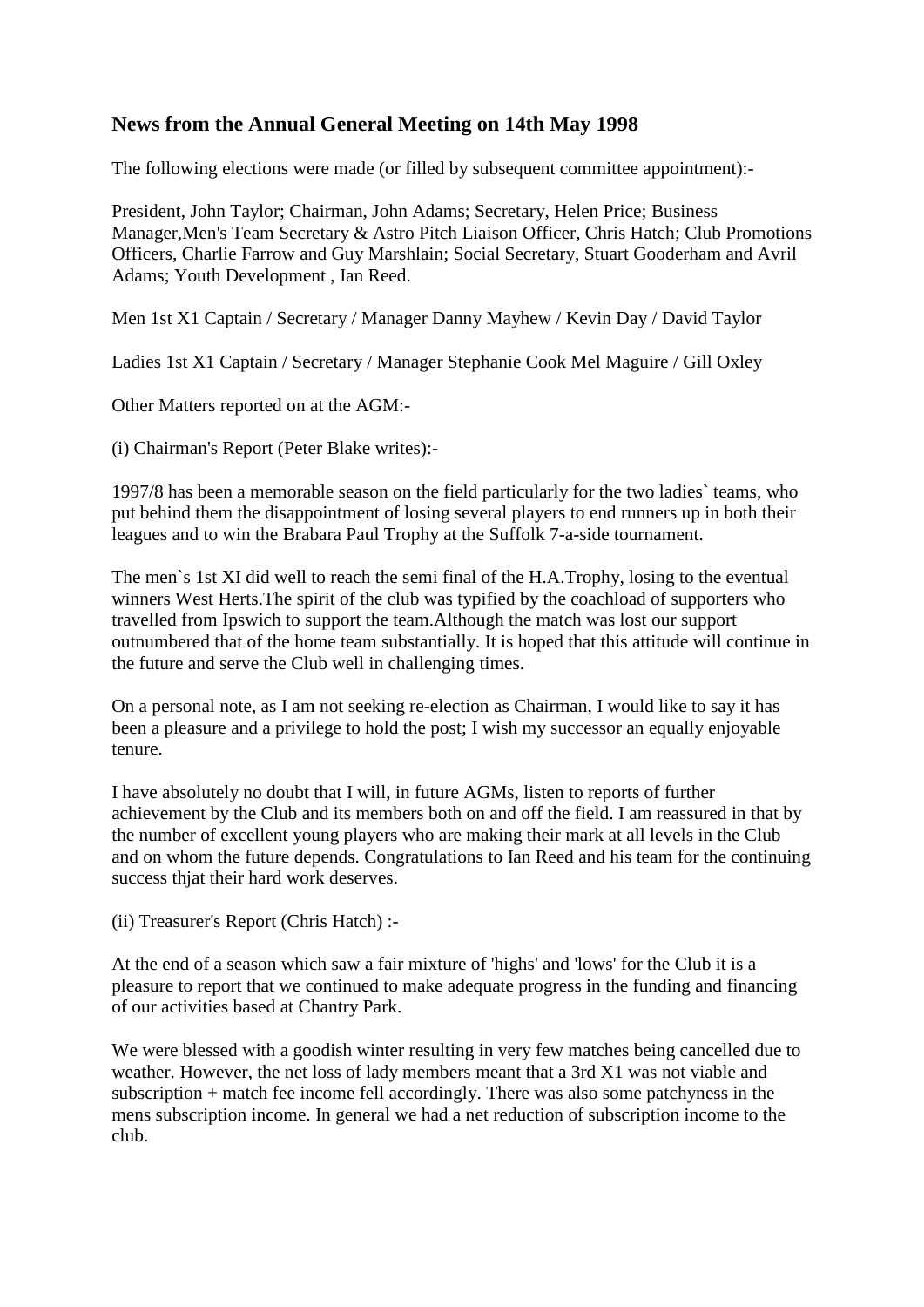## News from the Annual General Meeting on 14th May 1998

The following elections were made (or filled by subsequent committee appointment):-

President, John Taylor; Chairman, John Adams; Secretary, Helen Price; Business Manager,Men's Team Secretary & Astro Pitch Liaison Officer, Chris Hatch; Club Promotions Officers, Charlie Farrow and Guy Marshlain; Social Secretary, Stuart Gooderham and Avril Adams; Youth Development , Ian Reed.

Men 1st X1 Captain / Secretary / Manager Danny Mayhew / Kevin Day / David Taylor

Ladies 1st X1 Captain / Secretary / Manager Stephanie Cook Mel Maguire / Gill Oxley

Other Matters reported on at the AGM:-

(i) Chairman's Report (Peter Blake writes):-

1997/8 has been a memorable season on the field particularly for the two ladies` teams, who put behind them the disappointment of losing several players to end runners up in both their leagues and to win the Brabara Paul Trophy at the Suffolk 7-a-side tournament.

The men`s 1st XI did well to reach the semi final of the H.A.Trophy, losing to the eventual winners West Herts.The spirit of the club was typified by the coachload of supporters who travelled from Ipswich to support the team.Although the match was lost our support outnumbered that of the home team substantially. It is hoped that this attitude will continue in the future and serve the Club well in challenging times.

On a personal note, as I am not seeking re-election as Chairman, I would like to say it has been a pleasure and a privilege to hold the post; I wish my successor an equally enjoyable tenure.

I have absolutely no doubt that I will, in future AGMs, listen to reports of further achievement by the Club and its members both on and off the field. I am reassured in that by the number of excellent young players who are making their mark at all levels in the Club and on whom the future depends. Congratulations to Ian Reed and his team for the continuing success thjat their hard work deserves.

(ii) Treasurer's Report (Chris Hatch) :-

At the end of a season which saw a fair mixture of 'highs' and 'lows' for the Club it is a pleasure to report that we continued to make adequate progress in the funding and financing of our activities based at Chantry Park.

We were blessed with a goodish winter resulting in very few matches being cancelled due to weather. However, the net loss of lady members meant that a 3rd X1 was not viable and subscription + match fee income fell accordingly. There was also some patchyness in the mens subscription income. In general we had a net reduction of subscription income to the club.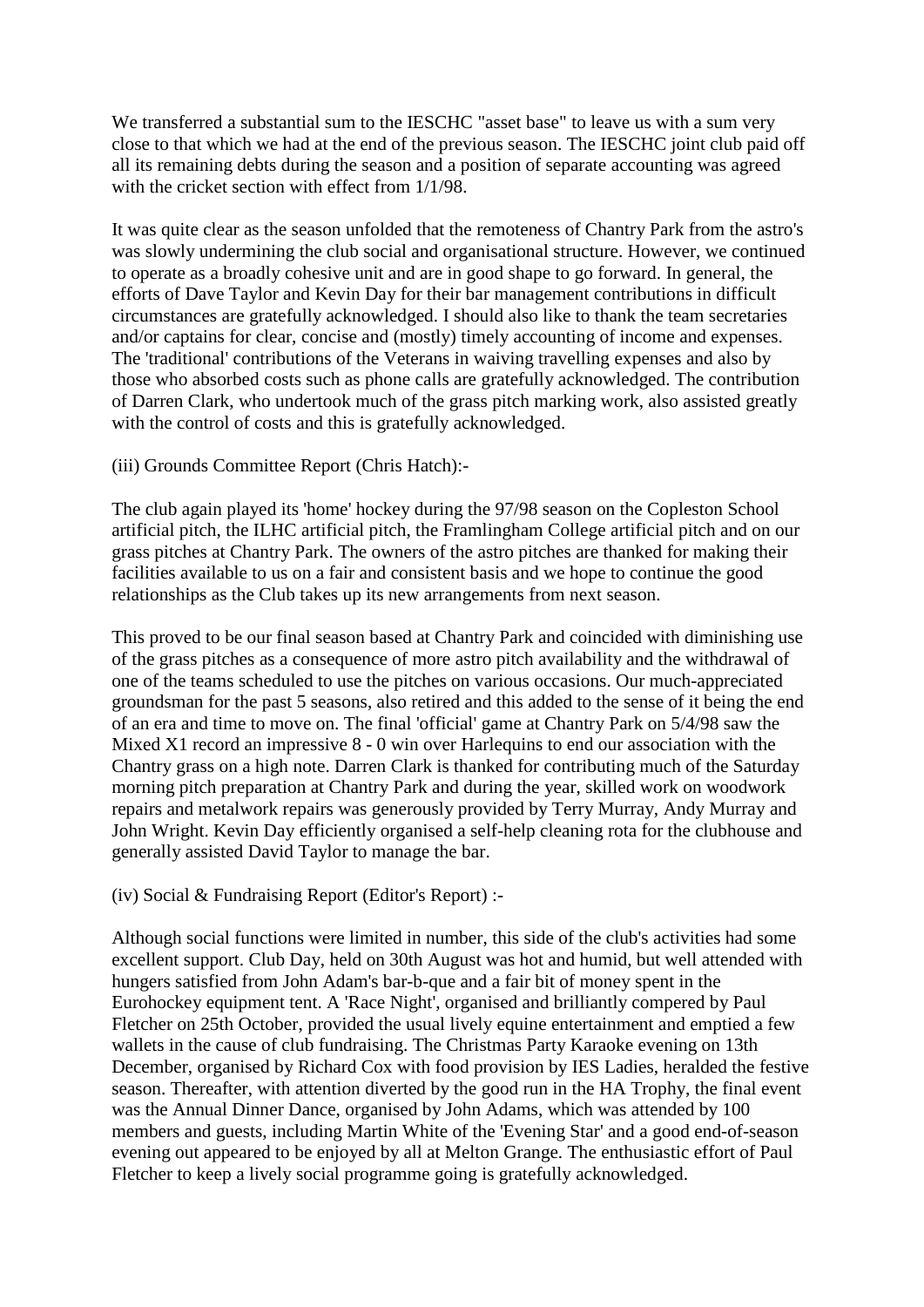We transferred a substantial sum to the IESCHC "asset base" to leave us with a sum very close to that which we had at the end of the previous season. The IESCHC joint club paid off all its remaining debts during the season and a position of separate accounting was agreed with the cricket section with effect from 1/1/98.

It was quite clear as the season unfolded that the remoteness of Chantry Park from the astro's was slowly undermining the club social and organisational structure. However, we continued to operate as a broadly cohesive unit and are in good shape to go forward. In general, the efforts of Dave Taylor and Kevin Day for their bar management contributions in difficult circumstances are gratefully acknowledged. I should also like to thank the team secretaries and/or captains for clear, concise and (mostly) timely accounting of income and expenses. The 'traditional' contributions of the Veterans in waiving travelling expenses and also by those who absorbed costs such as phone calls are gratefully acknowledged. The contribution of Darren Clark, who undertook much of the grass pitch marking work, also assisted greatly with the control of costs and this is gratefully acknowledged.

(iii) Grounds Committee Report (Chris Hatch):-

The club again played its 'home' hockey during the 97/98 season on the Copleston School artificial pitch, the ILHC artificial pitch, the Framlingham College artificial pitch and on our grass pitches at Chantry Park. The owners of the astro pitches are thanked for making their facilities available to us on a fair and consistent basis and we hope to continue the good relationships as the Club takes up its new arrangements from next season.

This proved to be our final season based at Chantry Park and coincided with diminishing use of the grass pitches as a consequence of more astro pitch availability and the withdrawal of one of the teams scheduled to use the pitches on various occasions. Our much-appreciated groundsman for the past 5 seasons, also retired and this added to the sense of it being the end of an era and time to move on. The final 'official' game at Chantry Park on 5/4/98 saw the Mixed X1 record an impressive 8 - 0 win over Harlequins to end our association with the Chantry grass on a high note. Darren Clark is thanked for contributing much of the Saturday morning pitch preparation at Chantry Park and during the year, skilled work on woodwork repairs and metalwork repairs was generously provided by Terry Murray, Andy Murray and John Wright. Kevin Day efficiently organised a self-help cleaning rota for the clubhouse and generally assisted David Taylor to manage the bar.

(iv) Social & Fundraising Report (Editor's Report) :-

Although social functions were limited in number, this side of the club's activities had some excellent support. Club Day, held on 30th August was hot and humid, but well attended with hungers satisfied from John Adam's bar-b-que and a fair bit of money spent in the Eurohockey equipment tent. A 'Race Night', organised and brilliantly compered by Paul Fletcher on 25th October, provided the usual lively equine entertainment and emptied a few wallets in the cause of club fundraising. The Christmas Party Karaoke evening on 13th December, organised by Richard Cox with food provision by IES Ladies, heralded the festive season. Thereafter, with attention diverted by the good run in the HA Trophy, the final event was the Annual Dinner Dance, organised by John Adams, which was attended by 100 members and guests, including Martin White of the 'Evening Star' and a good end-of-season evening out appeared to be enjoyed by all at Melton Grange. The enthusiastic effort of Paul Fletcher to keep a lively social programme going is gratefully acknowledged.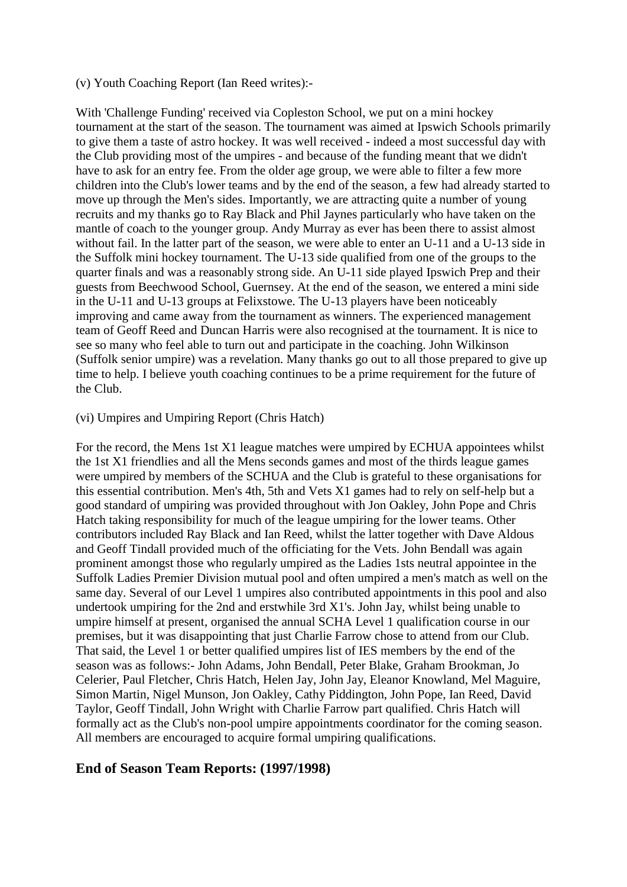(v) Youth Coaching Report (Ian Reed writes):-

With 'Challenge Funding' received via Copleston School, we put on a mini hockey tournament at the start of the season. The tournament was aimed at Ipswich Schools primarily to give them a taste of astro hockey. It was well received - indeed a most successful day with the Club providing most of the umpires - and because of the funding meant that we didn't have to ask for an entry fee. From the older age group, we were able to filter a few more children into the Club's lower teams and by the end of the season, a few had already started to move up through the Men's sides. Importantly, we are attracting quite a number of young recruits and my thanks go to Ray Black and Phil Jaynes particularly who have taken on the mantle of coach to the younger group. Andy Murray as ever has been there to assist almost without fail. In the latter part of the season, we were able to enter an U-11 and a U-13 side in the Suffolk mini hockey tournament. The U-13 side qualified from one of the groups to the quarter finals and was a reasonably strong side. An U-11 side played Ipswich Prep and their guests from Beechwood School, Guernsey. At the end of the season, we entered a mini side in the U-11 and U-13 groups at Felixstowe. The U-13 players have been noticeably improving and came away from the tournament as winners. The experienced management team of Geoff Reed and Duncan Harris were also recognised at the tournament. It is nice to see so many who feel able to turn out and participate in the coaching. John Wilkinson (Suffolk senior umpire) was a revelation. Many thanks go out to all those prepared to give up time to help. I believe youth coaching continues to be a prime requirement for the future of the Club.

(vi) Umpires and Umpiring Report (Chris Hatch)

For the record, the Mens 1st X1 league matches were umpired by ECHUA appointees whilst the 1st X1 friendlies and all the Mens seconds games and most of the thirds league games were umpired by members of the SCHUA and the Club is grateful to these organisations for this essential contribution. Men's 4th, 5th and Vets X1 games had to rely on self-help but a good standard of umpiring was provided throughout with Jon Oakley, John Pope and Chris Hatch taking responsibility for much of the league umpiring for the lower teams. Other contributors included Ray Black and Ian Reed, whilst the latter together with Dave Aldous and Geoff Tindall provided much of the officiating for the Vets. John Bendall was again prominent amongst those who regularly umpired as the Ladies 1sts neutral appointee in the Suffolk Ladies Premier Division mutual pool and often umpired a men's match as well on the same day. Several of our Level 1 umpires also contributed appointments in this pool and also undertook umpiring for the 2nd and erstwhile 3rd X1's. John Jay, whilst being unable to umpire himself at present, organised the annual SCHA Level 1 qualification course in our premises, but it was disappointing that just Charlie Farrow chose to attend from our Club. That said, the Level 1 or better qualified umpires list of IES members by the end of the season was as follows:- John Adams, John Bendall, Peter Blake, Graham Brookman, Jo Celerier, Paul Fletcher, Chris Hatch, Helen Jay, John Jay, Eleanor Knowland, Mel Maguire, Simon Martin, Nigel Munson, Jon Oakley, Cathy Piddington, John Pope, Ian Reed, David Taylor, Geoff Tindall, John Wright with Charlie Farrow part qualified. Chris Hatch will formally act as the Club's non-pool umpire appointments coordinator for the coming season. All members are encouraged to acquire formal umpiring qualifications.

## End of Season Team Reports: (1997/1998)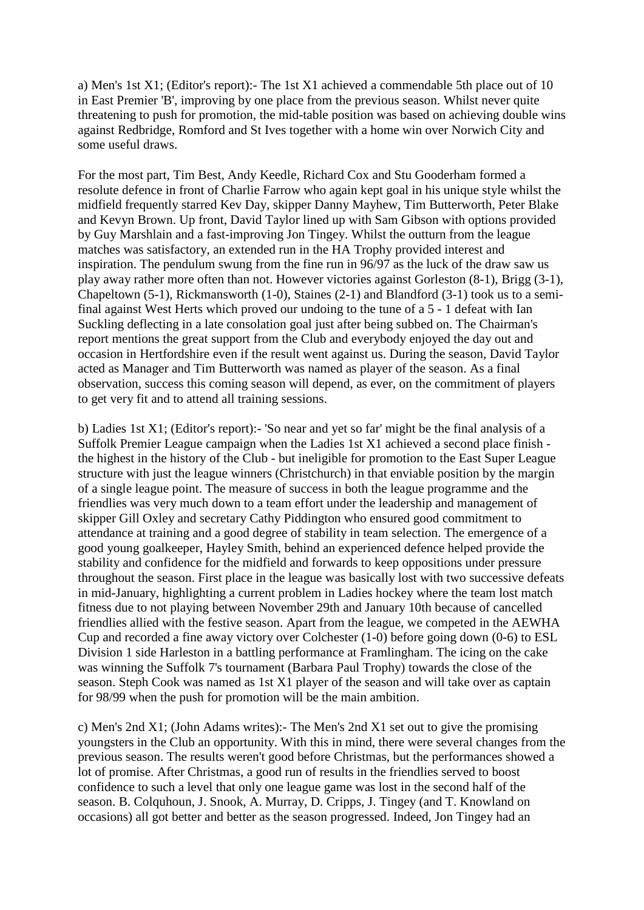a) Men's 1st X1; (Editor's report):- The 1st X1 achieved a commendable 5th place out of 10 in East Premier 'B', improving by one place from the previous season. Whilst never quite threatening to push for promotion, the mid-table position was based on achieving double wins against Redbridge, Romford and St Ives together with a home win over Norwich City and some useful draws.

For the most part, Tim Best, Andy Keedle, Richard Cox and Stu Gooderham formed a resolute defence in front of Charlie Farrow who again kept goal in his unique style whilst the midfield frequently starred Kev Day, skipper Danny Mayhew, Tim Butterworth, Peter Blake and Kevyn Brown. Up front, David Taylor lined up with Sam Gibson with options provided by Guy Marshlain and a fast-improving Jon Tingey. Whilst the outturn from the league matches was satisfactory, an extended run in the HA Trophy provided interest and inspiration. The pendulum swung from the fine run in 96/97 as the luck of the draw saw us play away rather more often than not. However victories against Gorleston (8-1), Brigg (3-1), Chapeltown (5-1), Rickmansworth (1-0), Staines (2-1) and Blandford (3-1) took us to a semi-final against West Herts which proved our undoing to the tune of a 5 - 1 defeat with Ian Suckling deflecting in a late consolation goal just after being subbed on. The Chairman's report mentions the great support from the Club and everybody enjoyed the day out and occasion in Hertfordshire even if the result went against us. During the season, David Taylor acted as Manager and Tim Butterworth was named as player of the season. As a final observation, success this coming season will depend, as ever, on the commitment of players to get very fit and to attend all training sessions.

b) Ladies 1st X1; (Editor's report):- 'So near and yet so far' might be the final analysis of a Suffolk Premier League campaign when the Ladies 1st X1 achieved a second place finish - the highest in the history of the Club - but ineligible for promotion to the East Super League structure with just the league winners (Christchurch) in that enviable position by the margin of a single league point. The measure of success in both the league programme and the friendlies was very much down to a team effort under the leadership and management of skipper Gill Oxley and secretary Cathy Piddington who ensured good commitment to attendance at training and a good degree of stability in team selection. The emergence of a good young goalkeeper, Hayley Smith, behind an experienced defence helped provide the stability and confidence for the midfield and forwards to keep oppositions under pressure throughout the season. First place in the league was basically lost with two successive defeats in mid-January, highlighting a current problem in Ladies hockey where the team lost match fitness due to not playing between November 29th and January 10th because of cancelled friendlies allied with the festive season. Apart from the league, we competed in the AEWHA Cup and recorded a fine away victory over Colchester (1-0) before going down (0-6) to ESL Division 1 side Harleston in a battling performance at Framlingham. The icing on the cake was winning the Suffolk 7's tournament (Barbara Paul Trophy) towards the close of the season. Steph Cook was named as 1st X1 player of the season and will take over as captain for 98/99 when the push for promotion will be the main ambition.

c) Men's 2nd X1; (John Adams writes):- The Men's 2nd X1 set out to give the promising youngsters in the Club an opportunity. With this in mind, there were several changes from the previous season. The results weren't good before Christmas, but the performances showed a lot of promise. After Christmas, a good run of results in the friendlies served to boost confidence to such a level that only one league game was lost in the second half of the season. B. Colquhoun, J. Snook, A. Murray, D. Cripps, J. Tingey (and T. Knowland on occasions) all got better and better as the season progressed. Indeed, Jon Tingey had an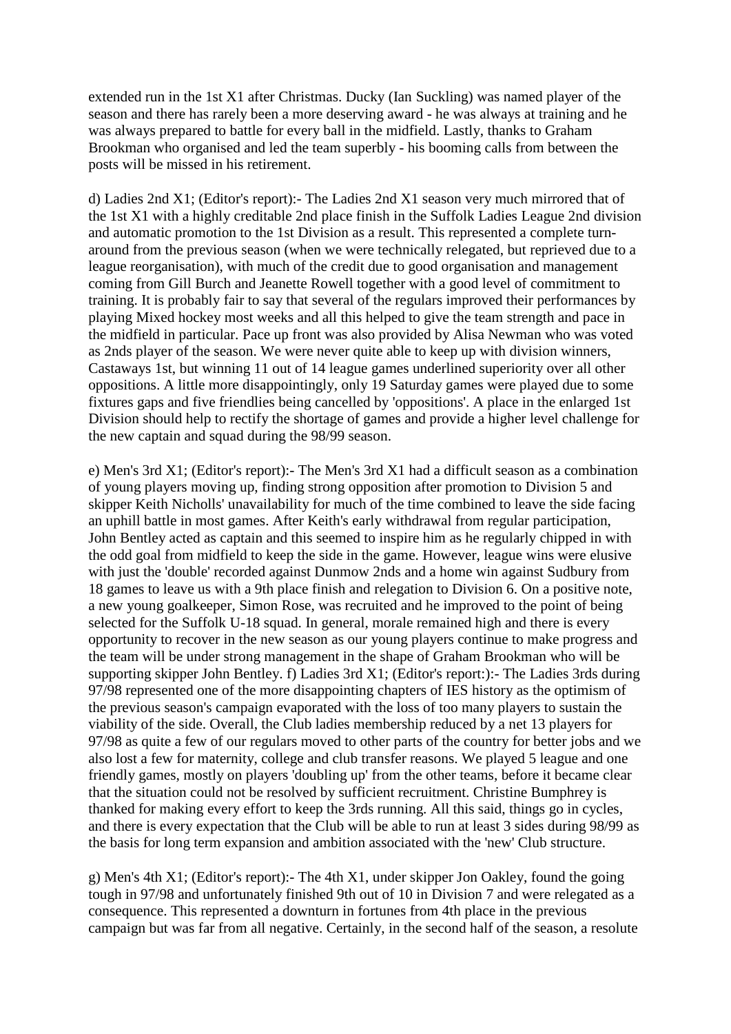extended run in the 1st X1 after Christmas. Ducky (Ian Suckling) was named player of the season and there has rarely been a more deserving award - he was always at training and he was always prepared to battle for every ball in the midfield. Lastly, thanks to Graham Brookman who organised and led the team superbly - his booming calls from between the posts will be missed in his retirement.

d) Ladies 2nd X1; (Editor's report):- The Ladies 2nd X1 season very much mirrored that of the 1st X1 with a highly creditable 2nd place finish in the Suffolk Ladies League 2nd division and automatic promotion to the 1st Division as a result. This represented a complete turn-around from the previous season (when we were technically relegated, but reprieved due to a league reorganisation), with much of the credit due to good organisation and management coming from Gill Burch and Jeanette Rowell together with a good level of commitment to training. It is probably fair to say that several of the regulars improved their performances by playing Mixed hockey most weeks and all this helped to give the team strength and pace in the midfield in particular. Pace up front was also provided by Alisa Newman who was voted as 2nds player of the season. We were never quite able to keep up with division winners, Castaways 1st, but winning 11 out of 14 league games underlined superiority over all other oppositions. A little more disappointingly, only 19 Saturday games were played due to some fixtures gaps and five friendlies being cancelled by 'oppositions'. A place in the enlarged 1st Division should help to rectify the shortage of games and provide a higher level challenge for the new captain and squad during the 98/99 season.

e) Men's 3rd X1; (Editor's report):- The Men's 3rd X1 had a difficult season as a combination of young players moving up, finding strong opposition after promotion to Division 5 and skipper Keith Nicholls' unavailability for much of the time combined to leave the side facing an uphill battle in most games. After Keith's early withdrawal from regular participation, John Bentley acted as captain and this seemed to inspire him as he regularly chipped in with the odd goal from midfield to keep the side in the game. However, league wins were elusive with just the 'double' recorded against Dunmow 2nds and a home win against Sudbury from 18 games to leave us with a 9th place finish and relegation to Division 6. On a positive note, a new young goalkeeper, Simon Rose, was recruited and he improved to the point of being selected for the Suffolk U-18 squad. In general, morale remained high and there is every opportunity to recover in the new season as our young players continue to make progress and the team will be under strong management in the shape of Graham Brookman who will be supporting skipper John Bentley. f) Ladies 3rd X1; (Editor's report:):- The Ladies 3rds during 97/98 represented one of the more disappointing chapters of IES history as the optimism of the previous season's campaign evaporated with the loss of too many players to sustain the viability of the side. Overall, the Club ladies membership reduced by a net 13 players for 97/98 as quite a few of our regulars moved to other parts of the country for better jobs and we also lost a few for maternity, college and club transfer reasons. We played 5 league and one friendly games, mostly on players 'doubling up' from the other teams, before it became clear that the situation could not be resolved by sufficient recruitment. Christine Bumphrey is thanked for making every effort to keep the 3rds running. All this said, things go in cycles, and there is every expectation that the Club will be able to run at least 3 sides during 98/99 as the basis for long term expansion and ambition associated with the 'new' Club structure.

g) Men's 4th X1; (Editor's report):- The 4th X1, under skipper Jon Oakley, found the going tough in 97/98 and unfortunately finished 9th out of 10 in Division 7 and were relegated as a consequence. This represented a downturn in fortunes from 4th place in the previous campaign but was far from all negative. Certainly, in the second half of the season, a resolute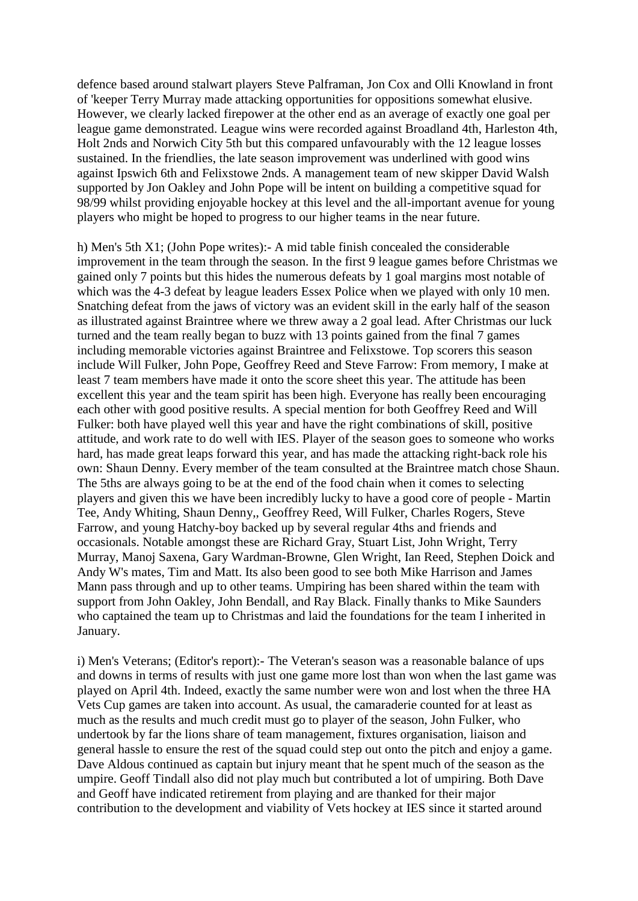defence based around stalwart players Steve Palframan, Jon Cox and Olli Knowland in front of 'keeper Terry Murray made attacking opportunities for oppositions somewhat elusive. However, we clearly lacked firepower at the other end as an average of exactly one goal per league game demonstrated. League wins were recorded against Broadland 4th, Harleston 4th, Holt 2nds and Norwich City 5th but this compared unfavourably with the 12 league losses sustained. In the friendlies, the late season improvement was underlined with good wins against Ipswich 6th and Felixstowe 2nds. A management team of new skipper David Walsh supported by Jon Oakley and John Pope will be intent on building a competitive squad for 98/99 whilst providing enjoyable hockey at this level and the all-important avenue for young players who might be hoped to progress to our higher teams in the near future.

h) Men's 5th X1; (John Pope writes):- A mid table finish concealed the considerable improvement in the team through the season. In the first 9 league games before Christmas we gained only 7 points but this hides the numerous defeats by 1 goal margins most notable of which was the 4-3 defeat by league leaders Essex Police when we played with only 10 men. Snatching defeat from the jaws of victory was an evident skill in the early half of the season as illustrated against Braintree where we threw away a 2 goal lead. After Christmas our luck turned and the team really began to buzz with 13 points gained from the final 7 games including memorable victories against Braintree and Felixstowe. Top scorers this season include Will Fulker, John Pope, Geoffrey Reed and Steve Farrow: From memory, I make at least 7 team members have made it onto the score sheet this year. The attitude has been excellent this year and the team spirit has been high. Everyone has really been encouraging each other with good positive results. A special mention for both Geoffrey Reed and Will Fulker: both have played well this year and have the right combinations of skill, positive attitude, and work rate to do well with IES. Player of the season goes to someone who works hard, has made great leaps forward this year, and has made the attacking right-back role his own: Shaun Denny. Every member of the team consulted at the Braintree match chose Shaun. The 5ths are always going to be at the end of the food chain when it comes to selecting players and given this we have been incredibly lucky to have a good core of people - Martin Tee, Andy Whiting, Shaun Denny,, Geoffrey Reed, Will Fulker, Charles Rogers, Steve Farrow, and young Hatchy-boy backed up by several regular 4ths and friends and occasionals. Notable amongst these are Richard Gray, Stuart List, John Wright, Terry Murray, Manoj Saxena, Gary Wardman-Browne, Glen Wright, Ian Reed, Stephen Doick and Andy W's mates, Tim and Matt. Its also been good to see both Mike Harrison and James Mann pass through and up to other teams. Umpiring has been shared within the team with support from John Oakley, John Bendall, and Ray Black. Finally thanks to Mike Saunders who captained the team up to Christmas and laid the foundations for the team I inherited in January.

i) Men's Veterans; (Editor's report):- The Veteran's season was a reasonable balance of ups and downs in terms of results with just one game more lost than won when the last game was played on April 4th. Indeed, exactly the same number were won and lost when the three HA Vets Cup games are taken into account. As usual, the camaraderie counted for at least as much as the results and much credit must go to player of the season, John Fulker, who undertook by far the lions share of team management, fixtures organisation, liaison and general hassle to ensure the rest of the squad could step out onto the pitch and enjoy a game. Dave Aldous continued as captain but injury meant that he spent much of the season as the umpire. Geoff Tindall also did not play much but contributed a lot of umpiring. Both Dave and Geoff have indicated retirement from playing and are thanked for their major contribution to the development and viability of Vets hockey at IES since it started around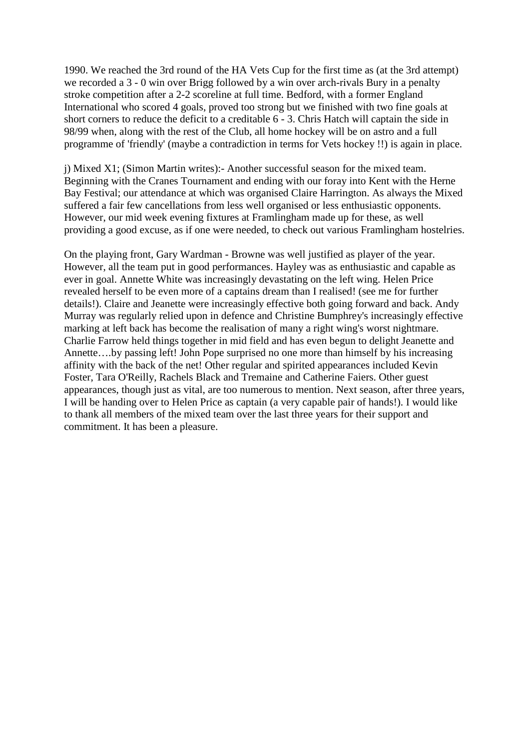1990. We reached the 3rd round of the HA Vets Cup for the first time as (at the 3rd attempt) we recorded a 3 - 0 win over Brigg followed by a win over arch-rivals Bury in a penalty stroke competition after a 2-2 scoreline at full time. Bedford, with a former England International who scored 4 goals, proved too strong but we finished with two fine goals at short corners to reduce the deficit to a creditable 6 - 3. Chris Hatch will captain the side in 98/99 when, along with the rest of the Club, all home hockey will be on astro and a full programme of 'friendly' (maybe a contradiction in terms for Vets hockey !!) is again in place.

j) Mixed X1; (Simon Martin writes):- Another successful season for the mixed team. Beginning with the Cranes Tournament and ending with our foray into Kent with the Herne Bay Festival; our attendance at which was organised Claire Harrington. As always the Mixed suffered a fair few cancellations from less well organised or less enthusiastic opponents. However, our mid week evening fixtures at Framlingham made up for these, as well providing a good excuse, as if one were needed, to check out various Framlingham hostelries.

On the playing front, Gary Wardman - Browne was well justified as player of the year. However, all the team put in good performances. Hayley was as enthusiastic and capable as ever in goal. Annette White was increasingly devastating on the left wing. Helen Price revealed herself to be even more of a captains dream than I realised! (see me for further details!). Claire and Jeanette were increasingly effective both going forward and back. Andy Murray was regularly relied upon in defence and Christine Bumphrey's increasingly effective marking at left back has become the realisation of many a right wing's worst nightmare. Charlie Farrow held things together in mid field and has even begun to delight Jeanette and Annette….by passing left! John Pope surprised no one more than himself by his increasing affinity with the back of the net! Other regular and spirited appearances included Kevin Foster, Tara O'Reilly, Rachels Black and Tremaine and Catherine Faiers. Other guest appearances, though just as vital, are too numerous to mention. Next season, after three years, I will be handing over to Helen Price as captain (a very capable pair of hands!). I would like to thank all members of the mixed team over the last three years for their support and commitment. It has been a pleasure.